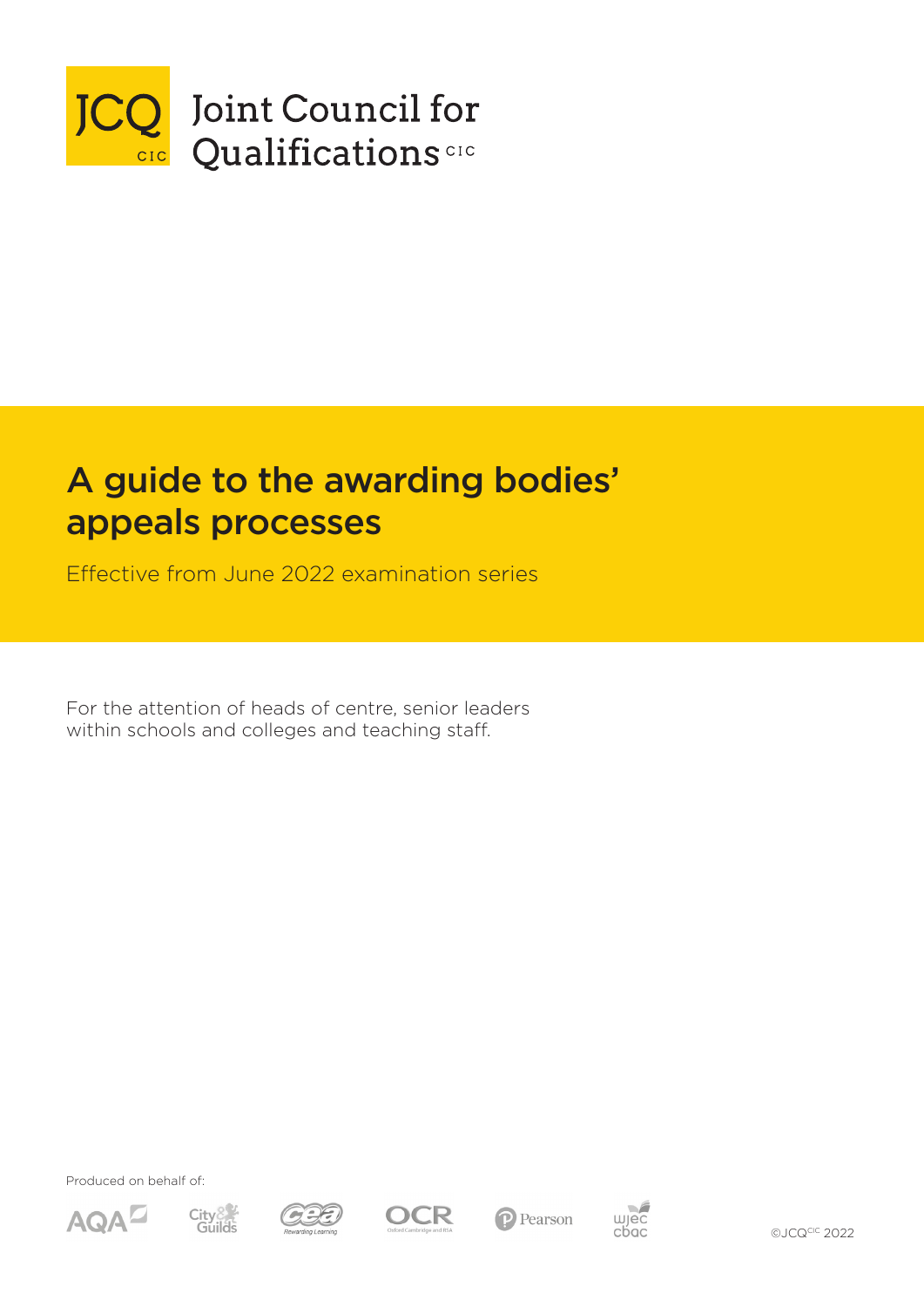JCQ CIC

Joint Council for Qualifications CIC

# A guide to the awarding bodies' appeals processes

Effective from June 2022 examination series

For the attention of heads of centre, senior leaders within schools and colleges and teaching staff.

Produced on behalf of:

AQA City & Guilds CEA OCR Pearson WJEC CBAC

©JCQ CIC 2022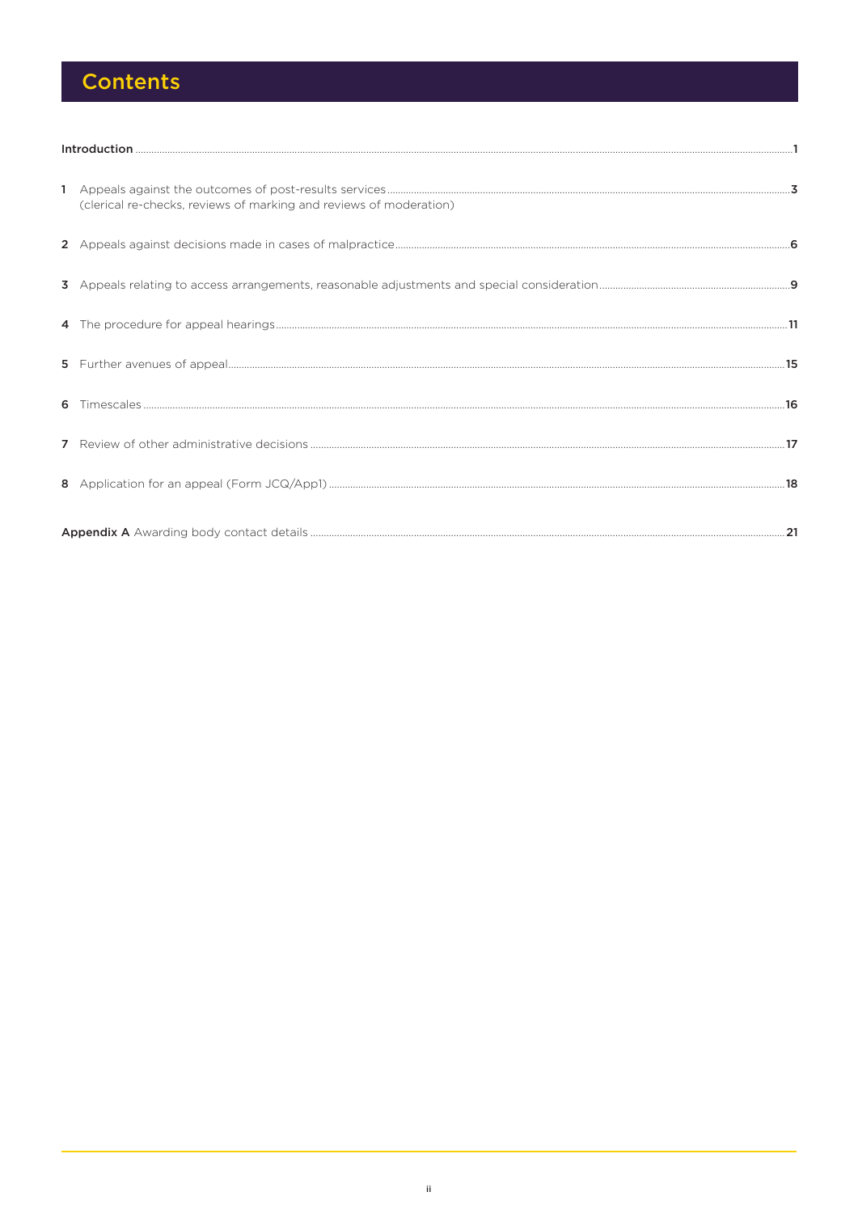# Contents

**Introduction** ..... 1

1 Appeals against the outcomes of post-results services ..... 3
(clerical re-checks, reviews of marking and reviews of moderation)

2 Appeals against decisions made in cases of malpractice ..... 6

3 Appeals relating to access arrangements, reasonable adjustments and special consideration ..... 9

4 The procedure for appeal hearings ..... 11

5 Further avenues of appeal ..... 15

6 Timescales ..... 16

7 Review of other administrative decisions ..... 17

8 Application for an appeal (Form JCQ/App1) ..... 18

**Appendix A** Awarding body contact details ..... 21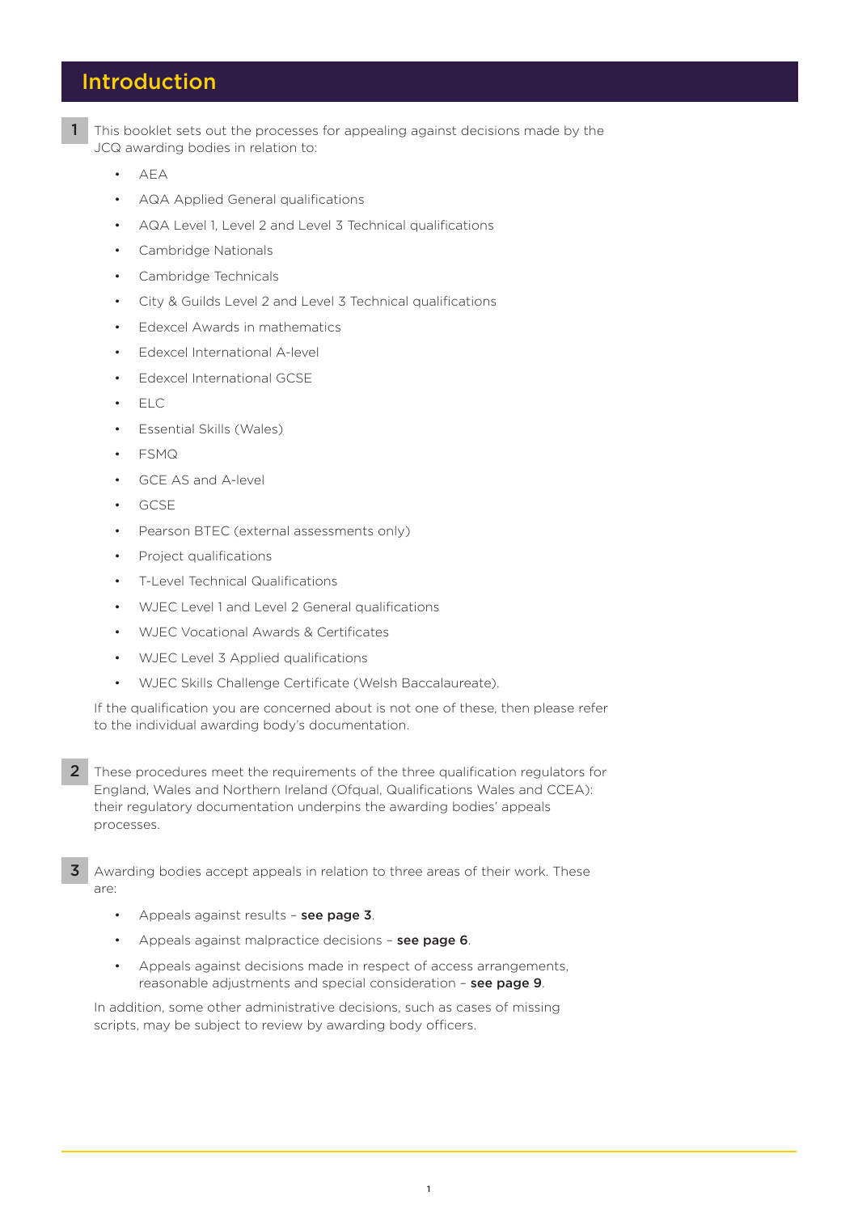# Introduction

**1** This booklet sets out the processes for appealing against decisions made by the JCQ awarding bodies in relation to:

- AEA
- AQA Applied General qualifications
- AQA Level 1, Level 2 and Level 3 Technical qualifications
- Cambridge Nationals
- Cambridge Technicals
- City & Guilds Level 2 and Level 3 Technical qualifications
- Edexcel Awards in mathematics
- Edexcel International A-level
- Edexcel International GCSE
- ELC
- Essential Skills (Wales)
- FSMQ
- GCE AS and A-level
- GCSE
- Pearson BTEC (external assessments only)
- Project qualifications
- T-Level Technical Qualifications
- WJEC Level 1 and Level 2 General qualifications
- WJEC Vocational Awards & Certificates
- WJEC Level 3 Applied qualifications
- WJEC Skills Challenge Certificate (Welsh Baccalaureate).

If the qualification you are concerned about is not one of these, then please refer to the individual awarding body's documentation.

**2** These procedures meet the requirements of the three qualification regulators for England, Wales and Northern Ireland (Ofqual, Qualifications Wales and CCEA): their regulatory documentation underpins the awarding bodies' appeals processes.

**3** Awarding bodies accept appeals in relation to three areas of their work. These are:

- Appeals against results – **see page 3**.
- Appeals against malpractice decisions – **see page 6**.
- Appeals against decisions made in respect of access arrangements, reasonable adjustments and special consideration – **see page 9**.

In addition, some other administrative decisions, such as cases of missing scripts, may be subject to review by awarding body officers.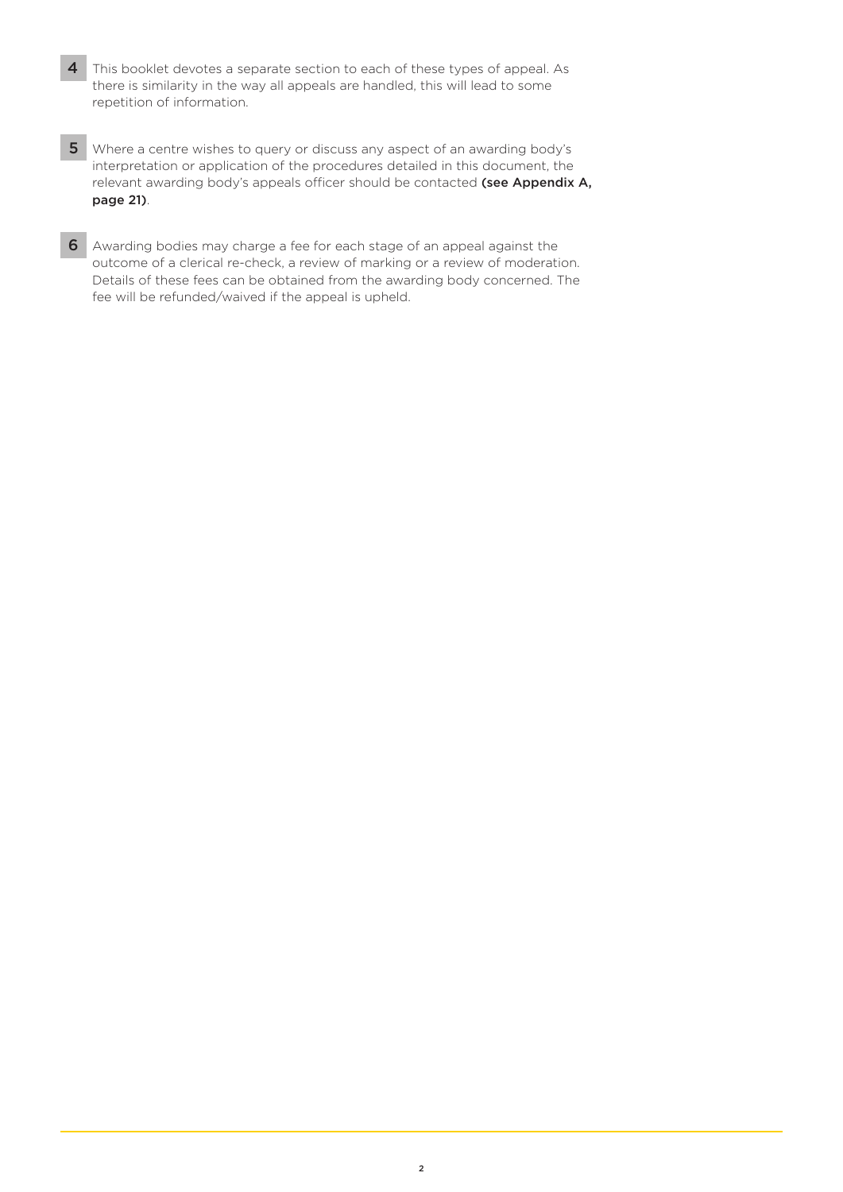4 This booklet devotes a separate section to each of these types of appeal. As there is similarity in the way all appeals are handled, this will lead to some repetition of information.

5 Where a centre wishes to query or discuss any aspect of an awarding body's interpretation or application of the procedures detailed in this document, the relevant awarding body's appeals officer should be contacted **(see Appendix A, page 21)**.

6 Awarding bodies may charge a fee for each stage of an appeal against the outcome of a clerical re-check, a review of marking or a review of moderation. Details of these fees can be obtained from the awarding body concerned. The fee will be refunded/waived if the appeal is upheld.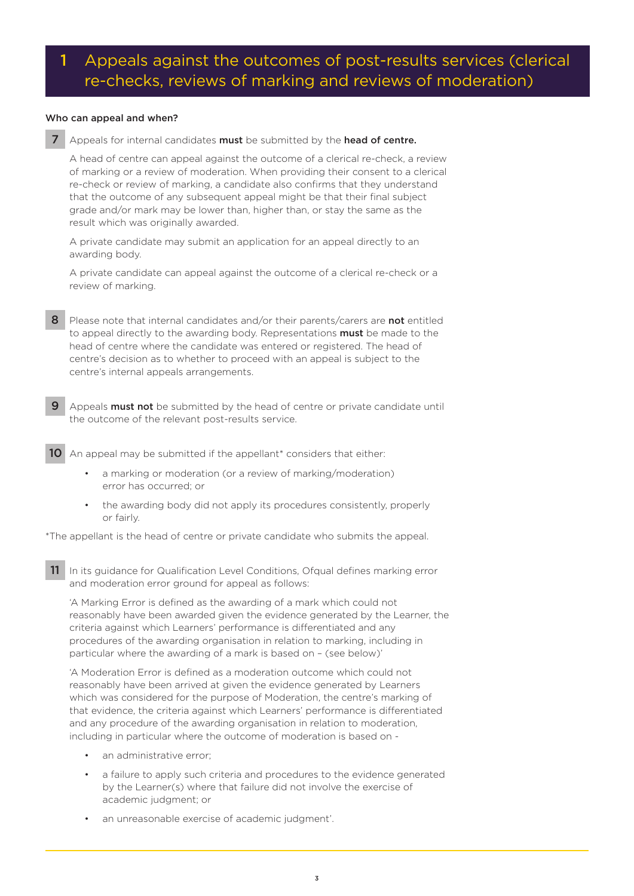# 1 Appeals against the outcomes of post-results services (clerical re-checks, reviews of marking and reviews of moderation)

**Who can appeal and when?**

**7** Appeals for internal candidates **must** be submitted by the **head of centre.**

A head of centre can appeal against the outcome of a clerical re-check, a review of marking or a review of moderation. When providing their consent to a clerical re-check or review of marking, a candidate also confirms that they understand that the outcome of any subsequent appeal might be that their final subject grade and/or mark may be lower than, higher than, or stay the same as the result which was originally awarded.

A private candidate may submit an application for an appeal directly to an awarding body.

A private candidate can appeal against the outcome of a clerical re-check or a review of marking.

**8** Please note that internal candidates and/or their parents/carers are **not** entitled to appeal directly to the awarding body. Representations **must** be made to the head of centre where the candidate was entered or registered. The head of centre's decision as to whether to proceed with an appeal is subject to the centre's internal appeals arrangements.

**9** Appeals **must not** be submitted by the head of centre or private candidate until the outcome of the relevant post-results service.

**10** An appeal may be submitted if the appellant* considers that either:

- a marking or moderation (or a review of marking/moderation) error has occurred; or
- the awarding body did not apply its procedures consistently, properly or fairly.

*The appellant is the head of centre or private candidate who submits the appeal.

**11** In its guidance for Qualification Level Conditions, Ofqual defines marking error and moderation error ground for appeal as follows:

'A Marking Error is defined as the awarding of a mark which could not reasonably have been awarded given the evidence generated by the Learner, the criteria against which Learners' performance is differentiated and any procedures of the awarding organisation in relation to marking, including in particular where the awarding of a mark is based on – (see below)'

'A Moderation Error is defined as a moderation outcome which could not reasonably have been arrived at given the evidence generated by Learners which was considered for the purpose of Moderation, the centre's marking of that evidence, the criteria against which Learners' performance is differentiated and any procedure of the awarding organisation in relation to moderation, including in particular where the outcome of moderation is based on -

- an administrative error;
- a failure to apply such criteria and procedures to the evidence generated by the Learner(s) where that failure did not involve the exercise of academic judgment; or
- an unreasonable exercise of academic judgment'.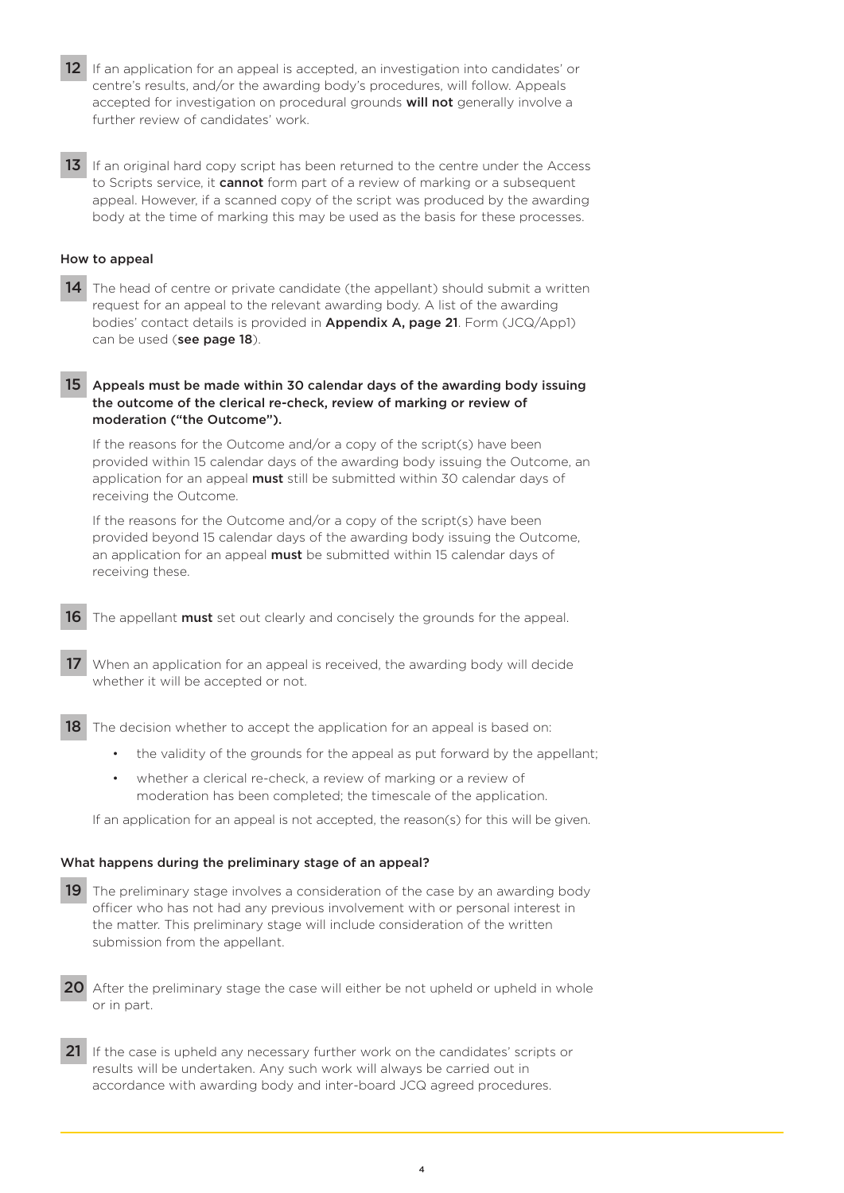**12** If an application for an appeal is accepted, an investigation into candidates' or centre's results, and/or the awarding body's procedures, will follow. Appeals accepted for investigation on procedural grounds **will not** generally involve a further review of candidates' work.

**13** If an original hard copy script has been returned to the centre under the Access to Scripts service, it **cannot** form part of a review of marking or a subsequent appeal. However, if a scanned copy of the script was produced by the awarding body at the time of marking this may be used as the basis for these processes.

### How to appeal

**14** The head of centre or private candidate (the appellant) should submit a written request for an appeal to the relevant awarding body. A list of the awarding bodies' contact details is provided in **Appendix A, page 21**. Form (JCQ/App1) can be used (**see page 18**).

**15** **Appeals must be made within 30 calendar days of the awarding body issuing the outcome of the clerical re-check, review of marking or review of moderation ("the Outcome").**

If the reasons for the Outcome and/or a copy of the script(s) have been provided within 15 calendar days of the awarding body issuing the Outcome, an application for an appeal **must** still be submitted within 30 calendar days of receiving the Outcome.

If the reasons for the Outcome and/or a copy of the script(s) have been provided beyond 15 calendar days of the awarding body issuing the Outcome, an application for an appeal **must** be submitted within 15 calendar days of receiving these.

**16** The appellant **must** set out clearly and concisely the grounds for the appeal.

**17** When an application for an appeal is received, the awarding body will decide whether it will be accepted or not.

**18** The decision whether to accept the application for an appeal is based on:

- the validity of the grounds for the appeal as put forward by the appellant;
- whether a clerical re-check, a review of marking or a review of moderation has been completed; the timescale of the application.

If an application for an appeal is not accepted, the reason(s) for this will be given.

### What happens during the preliminary stage of an appeal?

**19** The preliminary stage involves a consideration of the case by an awarding body officer who has not had any previous involvement with or personal interest in the matter. This preliminary stage will include consideration of the written submission from the appellant.

**20** After the preliminary stage the case will either be not upheld or upheld in whole or in part.

**21** If the case is upheld any necessary further work on the candidates' scripts or results will be undertaken. Any such work will always be carried out in accordance with awarding body and inter-board JCQ agreed procedures.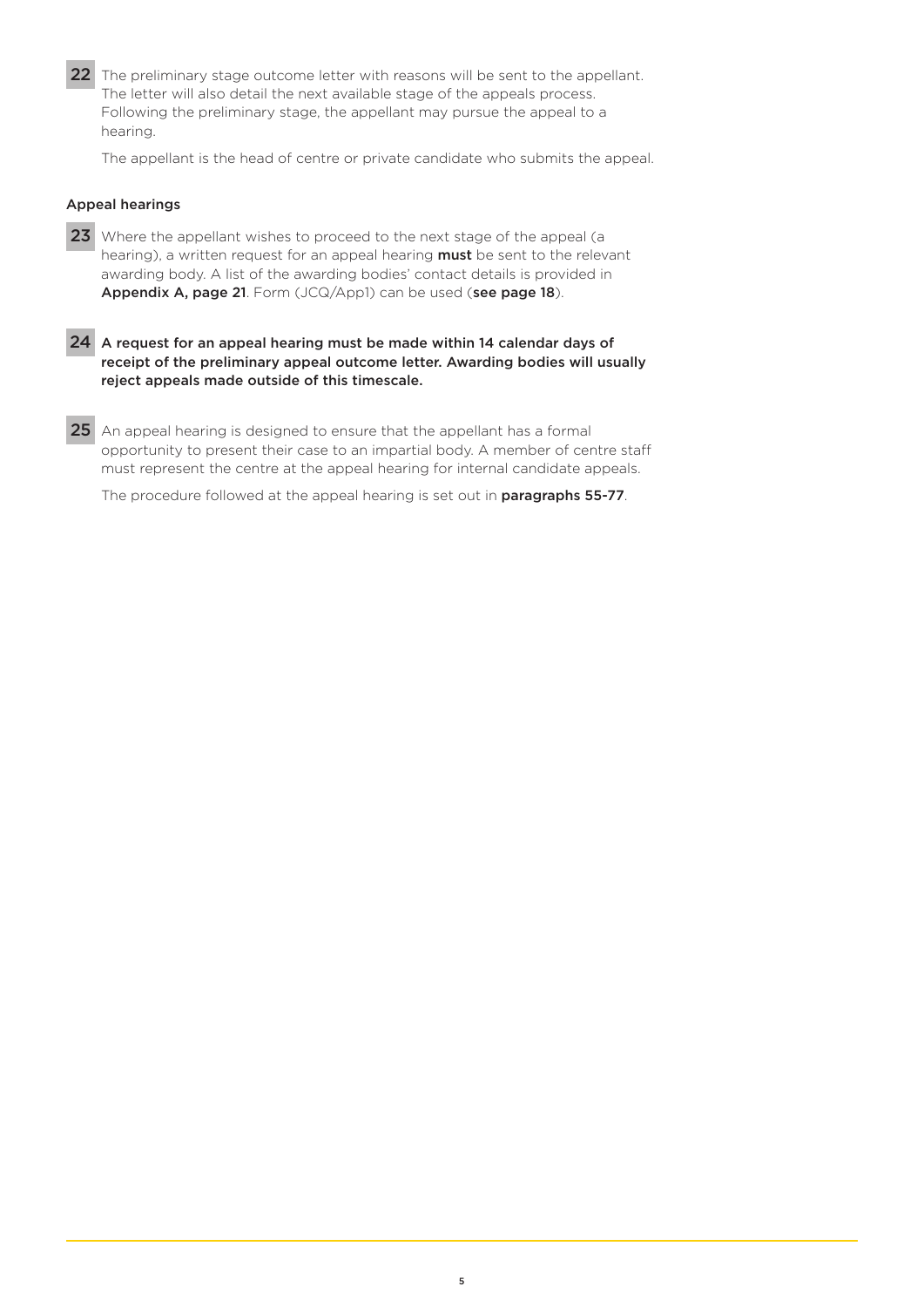**22** The preliminary stage outcome letter with reasons will be sent to the appellant. The letter will also detail the next available stage of the appeals process. Following the preliminary stage, the appellant may pursue the appeal to a hearing.

The appellant is the head of centre or private candidate who submits the appeal.

### Appeal hearings

**23** Where the appellant wishes to proceed to the next stage of the appeal (a hearing), a written request for an appeal hearing **must** be sent to the relevant awarding body. A list of the awarding bodies' contact details is provided in **Appendix A, page 21**. Form (JCQ/App1) can be used (**see page 18**).

**24** **A request for an appeal hearing must be made within 14 calendar days of receipt of the preliminary appeal outcome letter. Awarding bodies will usually reject appeals made outside of this timescale.**

**25** An appeal hearing is designed to ensure that the appellant has a formal opportunity to present their case to an impartial body. A member of centre staff must represent the centre at the appeal hearing for internal candidate appeals.

The procedure followed at the appeal hearing is set out in **paragraphs 55-77**.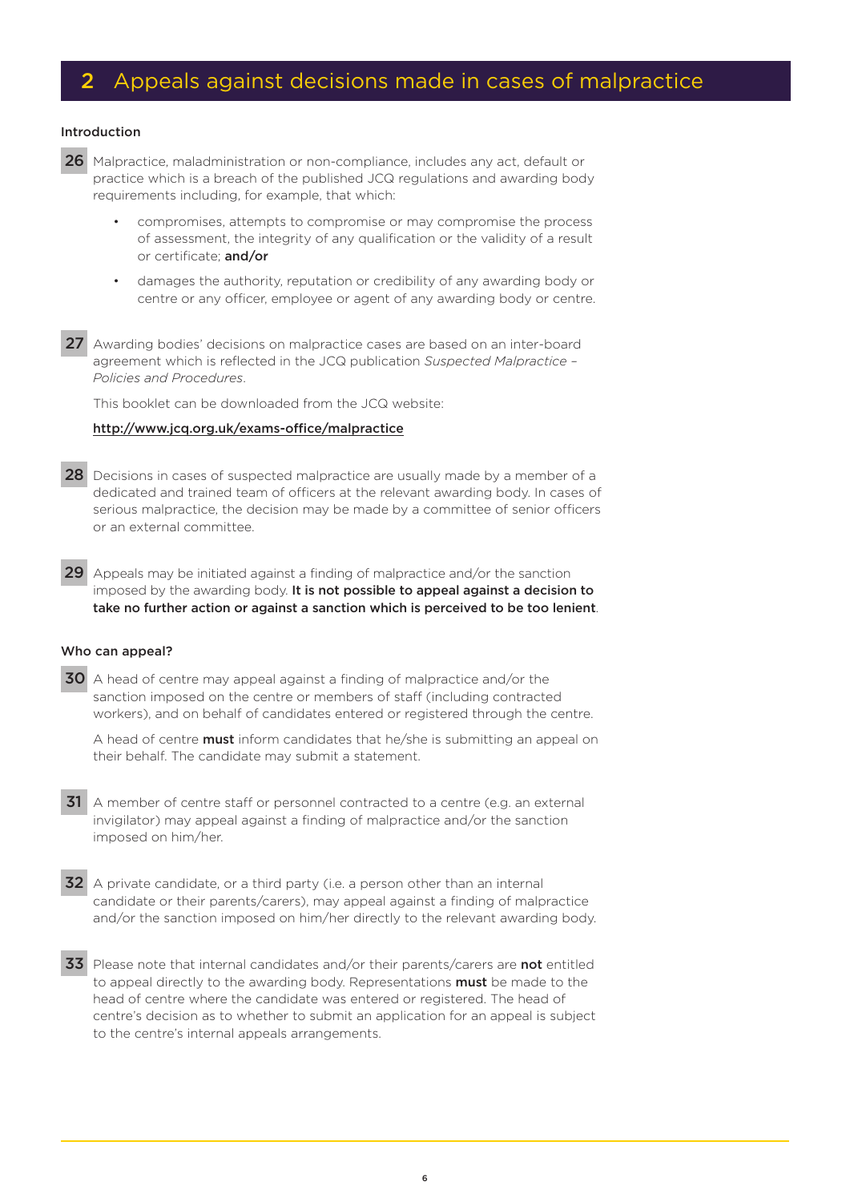## 2 Appeals against decisions made in cases of malpractice

### Introduction

**26** Malpractice, maladministration or non-compliance, includes any act, default or practice which is a breach of the published JCQ regulations and awarding body requirements including, for example, that which:

- compromises, attempts to compromise or may compromise the process of assessment, the integrity of any qualification or the validity of a result or certificate; **and/or**
- damages the authority, reputation or credibility of any awarding body or centre or any officer, employee or agent of any awarding body or centre.

**27** Awarding bodies' decisions on malpractice cases are based on an inter-board agreement which is reflected in the JCQ publication *Suspected Malpractice – Policies and Procedures*.

This booklet can be downloaded from the JCQ website:

http://www.jcq.org.uk/exams-office/malpractice

**28** Decisions in cases of suspected malpractice are usually made by a member of a dedicated and trained team of officers at the relevant awarding body. In cases of serious malpractice, the decision may be made by a committee of senior officers or an external committee.

**29** Appeals may be initiated against a finding of malpractice and/or the sanction imposed by the awarding body. **It is not possible to appeal against a decision to take no further action or against a sanction which is perceived to be too lenient**.

### Who can appeal?

**30** A head of centre may appeal against a finding of malpractice and/or the sanction imposed on the centre or members of staff (including contracted workers), and on behalf of candidates entered or registered through the centre.

A head of centre **must** inform candidates that he/she is submitting an appeal on their behalf. The candidate may submit a statement.

**31** A member of centre staff or personnel contracted to a centre (e.g. an external invigilator) may appeal against a finding of malpractice and/or the sanction imposed on him/her.

**32** A private candidate, or a third party (i.e. a person other than an internal candidate or their parents/carers), may appeal against a finding of malpractice and/or the sanction imposed on him/her directly to the relevant awarding body.

**33** Please note that internal candidates and/or their parents/carers are **not** entitled to appeal directly to the awarding body. Representations **must** be made to the head of centre where the candidate was entered or registered. The head of centre's decision as to whether to submit an application for an appeal is subject to the centre's internal appeals arrangements.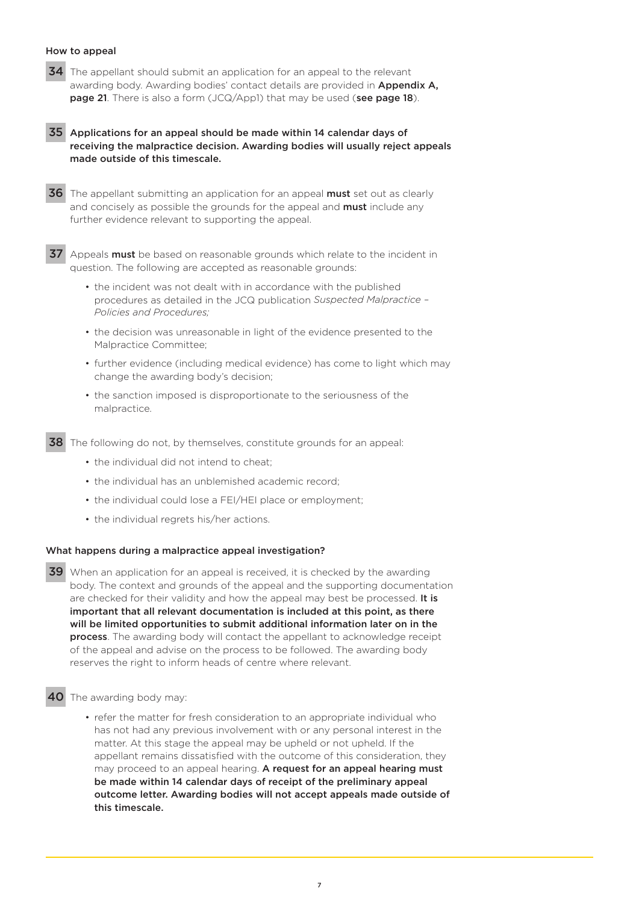### How to appeal

**34** The appellant should submit an application for an appeal to the relevant awarding body. Awarding bodies' contact details are provided in **Appendix A, page 21**. There is also a form (JCQ/App1) that may be used (**see page 18**).

**35** **Applications for an appeal should be made within 14 calendar days of receiving the malpractice decision. Awarding bodies will usually reject appeals made outside of this timescale.**

**36** The appellant submitting an application for an appeal **must** set out as clearly and concisely as possible the grounds for the appeal and **must** include any further evidence relevant to supporting the appeal.

**37** Appeals **must** be based on reasonable grounds which relate to the incident in question. The following are accepted as reasonable grounds:

- the incident was not dealt with in accordance with the published procedures as detailed in the JCQ publication *Suspected Malpractice – Policies and Procedures;*
- the decision was unreasonable in light of the evidence presented to the Malpractice Committee;
- further evidence (including medical evidence) has come to light which may change the awarding body's decision;
- the sanction imposed is disproportionate to the seriousness of the malpractice.

**38** The following do not, by themselves, constitute grounds for an appeal:

- the individual did not intend to cheat;
- the individual has an unblemished academic record;
- the individual could lose a FEI/HEI place or employment;
- the individual regrets his/her actions.

### What happens during a malpractice appeal investigation?

**39** When an application for an appeal is received, it is checked by the awarding body. The context and grounds of the appeal and the supporting documentation are checked for their validity and how the appeal may best be processed. **It is important that all relevant documentation is included at this point, as there will be limited opportunities to submit additional information later on in the process**. The awarding body will contact the appellant to acknowledge receipt of the appeal and advise on the process to be followed. The awarding body reserves the right to inform heads of centre where relevant.

**40** The awarding body may:

- refer the matter for fresh consideration to an appropriate individual who has not had any previous involvement with or any personal interest in the matter. At this stage the appeal may be upheld or not upheld. If the appellant remains dissatisfied with the outcome of this consideration, they may proceed to an appeal hearing. **A request for an appeal hearing must be made within 14 calendar days of receipt of the preliminary appeal outcome letter. Awarding bodies will not accept appeals made outside of this timescale.**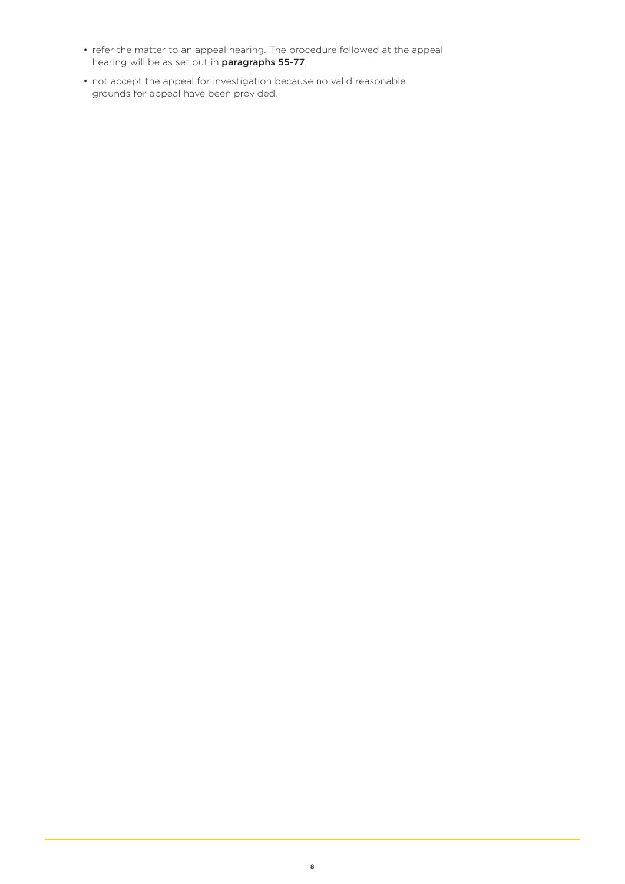- refer the matter to an appeal hearing. The procedure followed at the appeal hearing will be as set out in **paragraphs 55-77**;
- not accept the appeal for investigation because no valid reasonable grounds for appeal have been provided.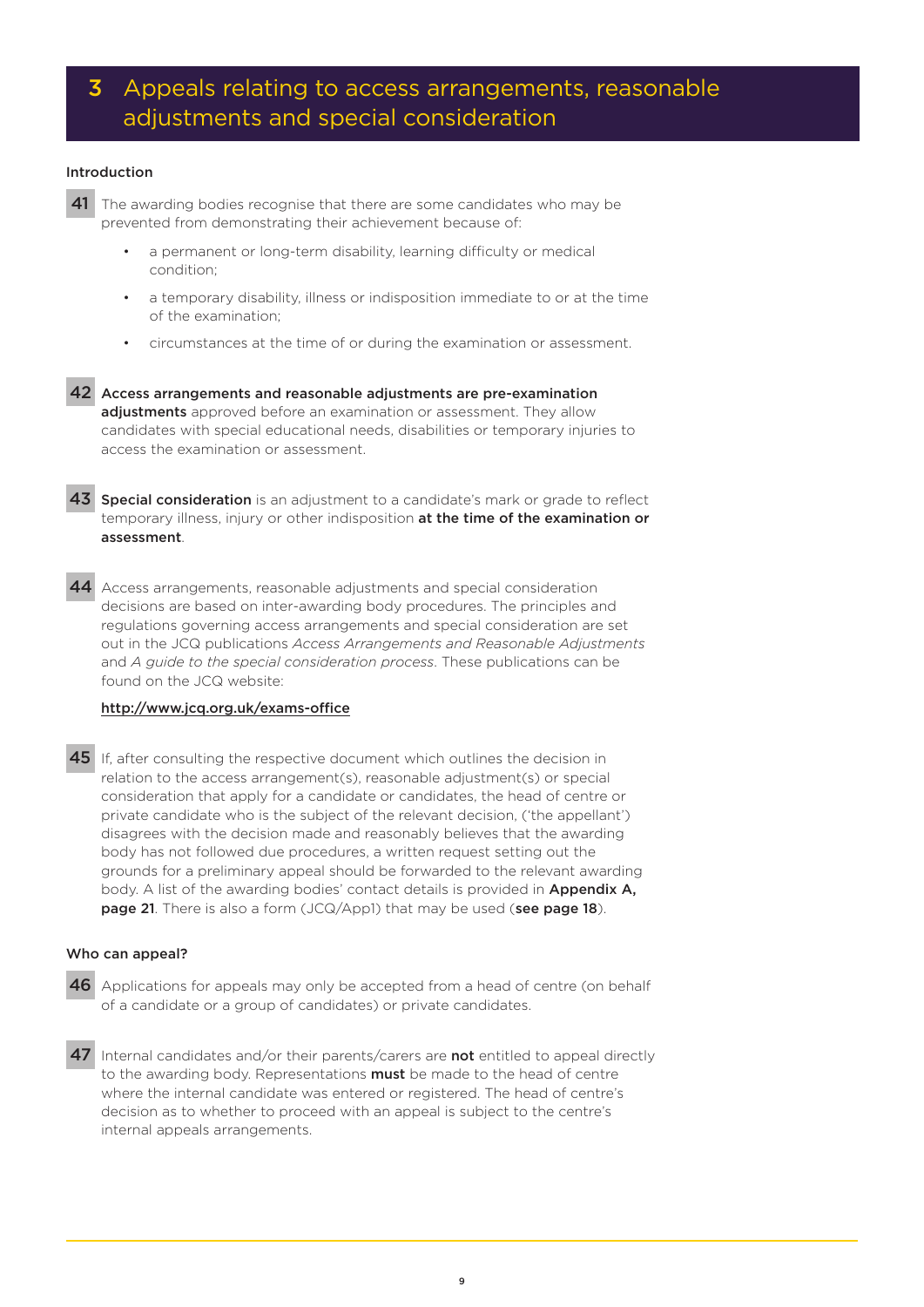# 3 Appeals relating to access arrangements, reasonable adjustments and special consideration

### Introduction

**41** The awarding bodies recognise that there are some candidates who may be prevented from demonstrating their achievement because of:

- a permanent or long-term disability, learning difficulty or medical condition;
- a temporary disability, illness or indisposition immediate to or at the time of the examination;
- circumstances at the time of or during the examination or assessment.

**42** **Access arrangements and reasonable adjustments are pre-examination adjustments** approved before an examination or assessment. They allow candidates with special educational needs, disabilities or temporary injuries to access the examination or assessment.

**43** **Special consideration** is an adjustment to a candidate's mark or grade to reflect temporary illness, injury or other indisposition **at the time of the examination or assessment**.

**44** Access arrangements, reasonable adjustments and special consideration decisions are based on inter-awarding body procedures. The principles and regulations governing access arrangements and special consideration are set out in the JCQ publications *Access Arrangements and Reasonable Adjustments* and *A guide to the special consideration process*. These publications can be found on the JCQ website:

**http://www.jcq.org.uk/exams-office**

**45** If, after consulting the respective document which outlines the decision in relation to the access arrangement(s), reasonable adjustment(s) or special consideration that apply for a candidate or candidates, the head of centre or private candidate who is the subject of the relevant decision, ('the appellant') disagrees with the decision made and reasonably believes that the awarding body has not followed due procedures, a written request setting out the grounds for a preliminary appeal should be forwarded to the relevant awarding body. A list of the awarding bodies' contact details is provided in **Appendix A, page 21**. There is also a form (JCQ/App1) that may be used (**see page 18**).

### Who can appeal?

**46** Applications for appeals may only be accepted from a head of centre (on behalf of a candidate or a group of candidates) or private candidates.

**47** Internal candidates and/or their parents/carers are **not** entitled to appeal directly to the awarding body. Representations **must** be made to the head of centre where the internal candidate was entered or registered. The head of centre's decision as to whether to proceed with an appeal is subject to the centre's internal appeals arrangements.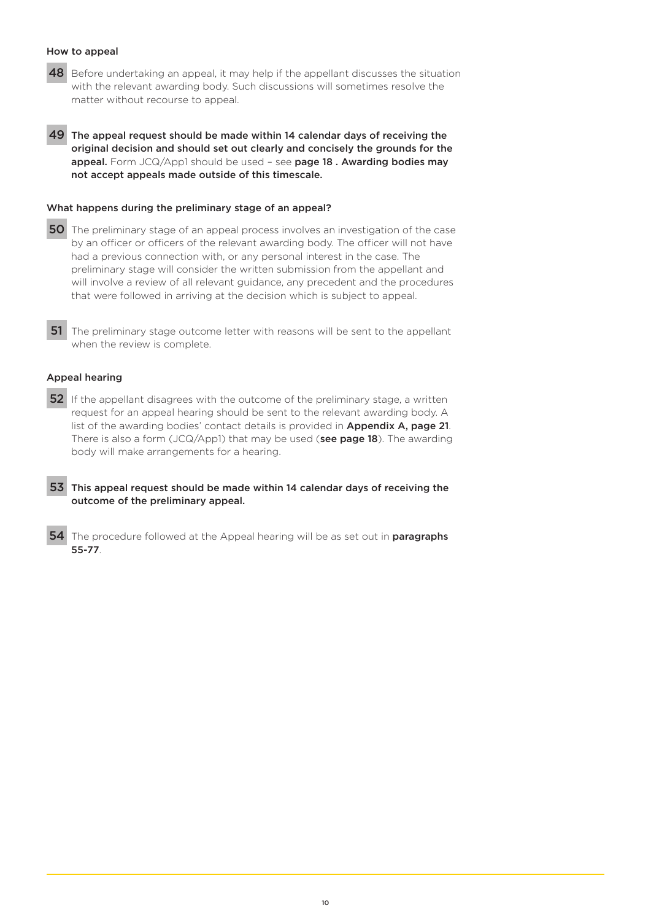### How to appeal

**48** Before undertaking an appeal, it may help if the appellant discusses the situation with the relevant awarding body. Such discussions will sometimes resolve the matter without recourse to appeal.

**49** **The appeal request should be made within 14 calendar days of receiving the original decision and should set out clearly and concisely the grounds for the appeal.** Form JCQ/App1 should be used – see **page 18 . Awarding bodies may not accept appeals made outside of this timescale.**

### What happens during the preliminary stage of an appeal?

**50** The preliminary stage of an appeal process involves an investigation of the case by an officer or officers of the relevant awarding body. The officer will not have had a previous connection with, or any personal interest in the case. The preliminary stage will consider the written submission from the appellant and will involve a review of all relevant guidance, any precedent and the procedures that were followed in arriving at the decision which is subject to appeal.

**51** The preliminary stage outcome letter with reasons will be sent to the appellant when the review is complete.

### Appeal hearing

**52** If the appellant disagrees with the outcome of the preliminary stage, a written request for an appeal hearing should be sent to the relevant awarding body. A list of the awarding bodies' contact details is provided in **Appendix A, page 21**. There is also a form (JCQ/App1) that may be used (**see page 18**). The awarding body will make arrangements for a hearing.

**53** **This appeal request should be made within 14 calendar days of receiving the outcome of the preliminary appeal.**

**54** The procedure followed at the Appeal hearing will be as set out in **paragraphs 55-77**.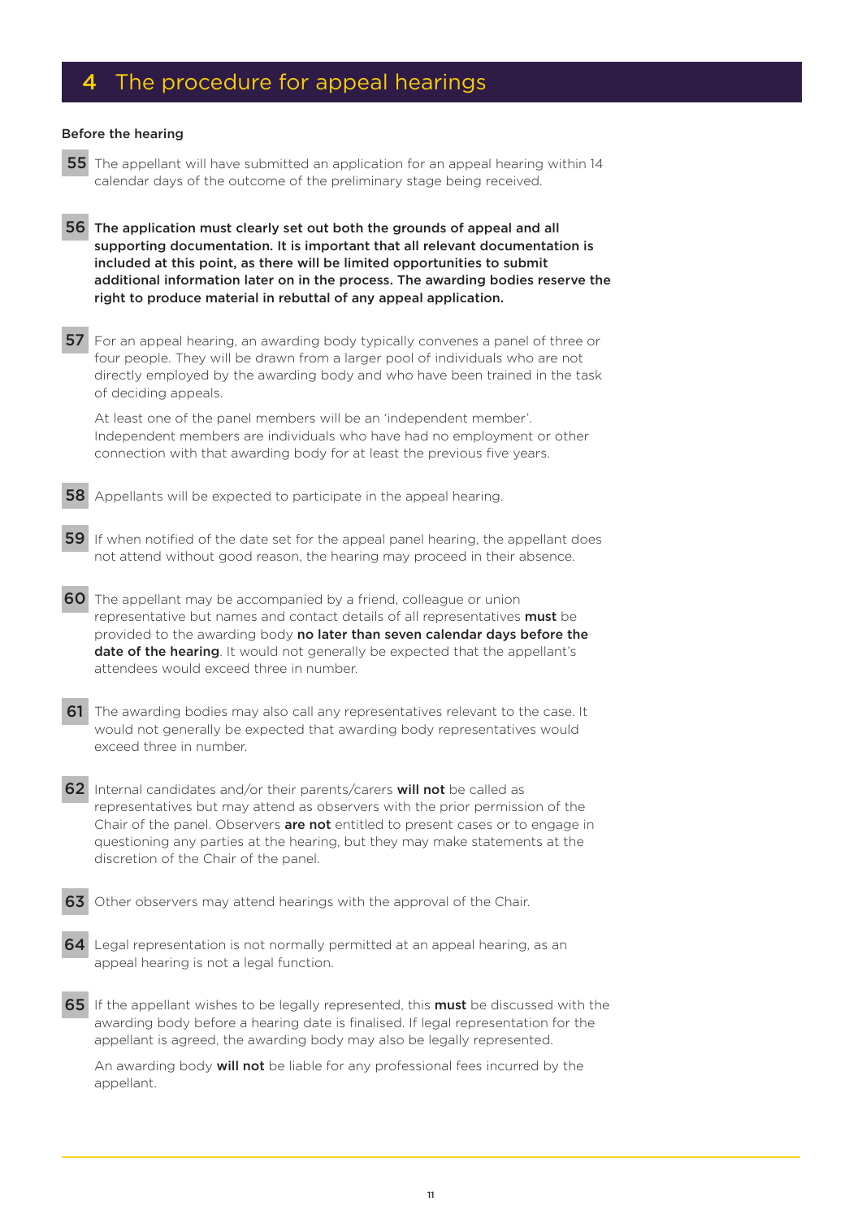# 4 The procedure for appeal hearings

### Before the hearing

**55** The appellant will have submitted an application for an appeal hearing within 14 calendar days of the outcome of the preliminary stage being received.

**56** **The application must clearly set out both the grounds of appeal and all supporting documentation. It is important that all relevant documentation is included at this point, as there will be limited opportunities to submit additional information later on in the process. The awarding bodies reserve the right to produce material in rebuttal of any appeal application.**

**57** For an appeal hearing, an awarding body typically convenes a panel of three or four people. They will be drawn from a larger pool of individuals who are not directly employed by the awarding body and who have been trained in the task of deciding appeals.

At least one of the panel members will be an 'independent member'. Independent members are individuals who have had no employment or other connection with that awarding body for at least the previous five years.

**58** Appellants will be expected to participate in the appeal hearing.

**59** If when notified of the date set for the appeal panel hearing, the appellant does not attend without good reason, the hearing may proceed in their absence.

**60** The appellant may be accompanied by a friend, colleague or union representative but names and contact details of all representatives **must** be provided to the awarding body **no later than seven calendar days before the date of the hearing**. It would not generally be expected that the appellant's attendees would exceed three in number.

**61** The awarding bodies may also call any representatives relevant to the case. It would not generally be expected that awarding body representatives would exceed three in number.

**62** Internal candidates and/or their parents/carers **will not** be called as representatives but may attend as observers with the prior permission of the Chair of the panel. Observers **are not** entitled to present cases or to engage in questioning any parties at the hearing, but they may make statements at the discretion of the Chair of the panel.

**63** Other observers may attend hearings with the approval of the Chair.

**64** Legal representation is not normally permitted at an appeal hearing, as an appeal hearing is not a legal function.

**65** If the appellant wishes to be legally represented, this **must** be discussed with the awarding body before a hearing date is finalised. If legal representation for the appellant is agreed, the awarding body may also be legally represented.

An awarding body **will not** be liable for any professional fees incurred by the appellant.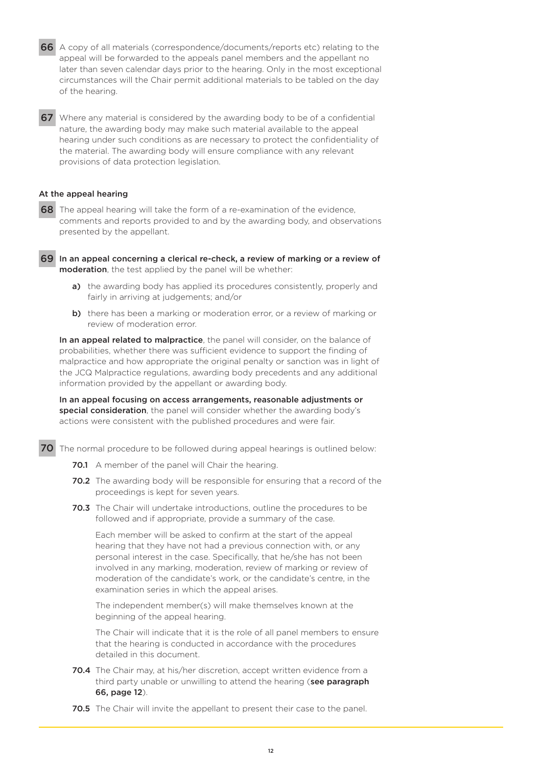**66** A copy of all materials (correspondence/documents/reports etc) relating to the appeal will be forwarded to the appeals panel members and the appellant no later than seven calendar days prior to the hearing. Only in the most exceptional circumstances will the Chair permit additional materials to be tabled on the day of the hearing.

**67** Where any material is considered by the awarding body to be of a confidential nature, the awarding body may make such material available to the appeal hearing under such conditions as are necessary to protect the confidentiality of the material. The awarding body will ensure compliance with any relevant provisions of data protection legislation.

### At the appeal hearing

**68** The appeal hearing will take the form of a re-examination of the evidence, comments and reports provided to and by the awarding body, and observations presented by the appellant.

**69** **In an appeal concerning a clerical re-check, a review of marking or a review of moderation**, the test applied by the panel will be whether:

- **a)** the awarding body has applied its procedures consistently, properly and fairly in arriving at judgements; and/or
- **b)** there has been a marking or moderation error, or a review of marking or review of moderation error.

**In an appeal related to malpractice**, the panel will consider, on the balance of probabilities, whether there was sufficient evidence to support the finding of malpractice and how appropriate the original penalty or sanction was in light of the JCQ Malpractice regulations, awarding body precedents and any additional information provided by the appellant or awarding body.

**In an appeal focusing on access arrangements, reasonable adjustments or special consideration**, the panel will consider whether the awarding body's actions were consistent with the published procedures and were fair.

**70** The normal procedure to be followed during appeal hearings is outlined below:

**70.1** A member of the panel will Chair the hearing.

**70.2** The awarding body will be responsible for ensuring that a record of the proceedings is kept for seven years.

**70.3** The Chair will undertake introductions, outline the procedures to be followed and if appropriate, provide a summary of the case.

Each member will be asked to confirm at the start of the appeal hearing that they have not had a previous connection with, or any personal interest in the case. Specifically, that he/she has not been involved in any marking, moderation, review of marking or review of moderation of the candidate's work, or the candidate's centre, in the examination series in which the appeal arises.

The independent member(s) will make themselves known at the beginning of the appeal hearing.

The Chair will indicate that it is the role of all panel members to ensure that the hearing is conducted in accordance with the procedures detailed in this document.

**70.4** The Chair may, at his/her discretion, accept written evidence from a third party unable or unwilling to attend the hearing (**see paragraph 66, page 12**).

**70.5** The Chair will invite the appellant to present their case to the panel.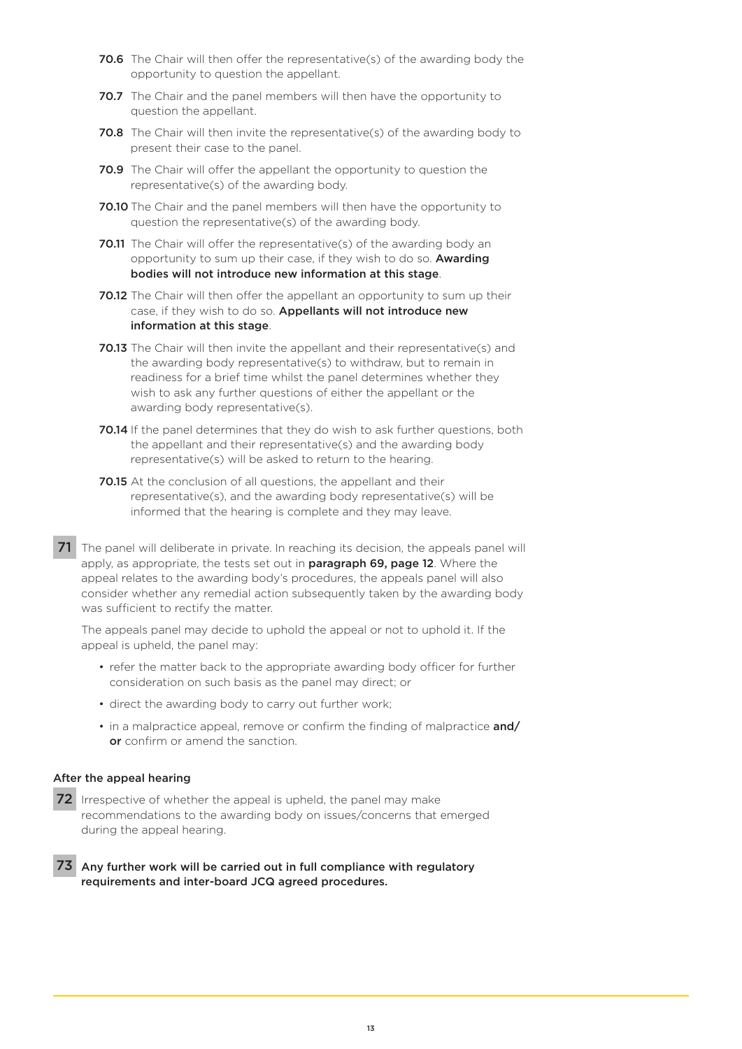**70.6** The Chair will then offer the representative(s) of the awarding body the opportunity to question the appellant.

**70.7** The Chair and the panel members will then have the opportunity to question the appellant.

**70.8** The Chair will then invite the representative(s) of the awarding body to present their case to the panel.

**70.9** The Chair will offer the appellant the opportunity to question the representative(s) of the awarding body.

**70.10** The Chair and the panel members will then have the opportunity to question the representative(s) of the awarding body.

**70.11** The Chair will offer the representative(s) of the awarding body an opportunity to sum up their case, if they wish to do so. **Awarding bodies will not introduce new information at this stage**.

**70.12** The Chair will then offer the appellant an opportunity to sum up their case, if they wish to do so. **Appellants will not introduce new information at this stage**.

**70.13** The Chair will then invite the appellant and their representative(s) and the awarding body representative(s) to withdraw, but to remain in readiness for a brief time whilst the panel determines whether they wish to ask any further questions of either the appellant or the awarding body representative(s).

**70.14** If the panel determines that they do wish to ask further questions, both the appellant and their representative(s) and the awarding body representative(s) will be asked to return to the hearing.

**70.15** At the conclusion of all questions, the appellant and their representative(s), and the awarding body representative(s) will be informed that the hearing is complete and they may leave.

**71** The panel will deliberate in private. In reaching its decision, the appeals panel will apply, as appropriate, the tests set out in **paragraph 69, page 12**. Where the appeal relates to the awarding body's procedures, the appeals panel will also consider whether any remedial action subsequently taken by the awarding body was sufficient to rectify the matter.

The appeals panel may decide to uphold the appeal or not to uphold it. If the appeal is upheld, the panel may:

- refer the matter back to the appropriate awarding body officer for further consideration on such basis as the panel may direct; or
- direct the awarding body to carry out further work;
- in a malpractice appeal, remove or confirm the finding of malpractice **and/or** confirm or amend the sanction.

### After the appeal hearing

**72** Irrespective of whether the appeal is upheld, the panel may make recommendations to the awarding body on issues/concerns that emerged during the appeal hearing.

**73** **Any further work will be carried out in full compliance with regulatory requirements and inter-board JCQ agreed procedures.**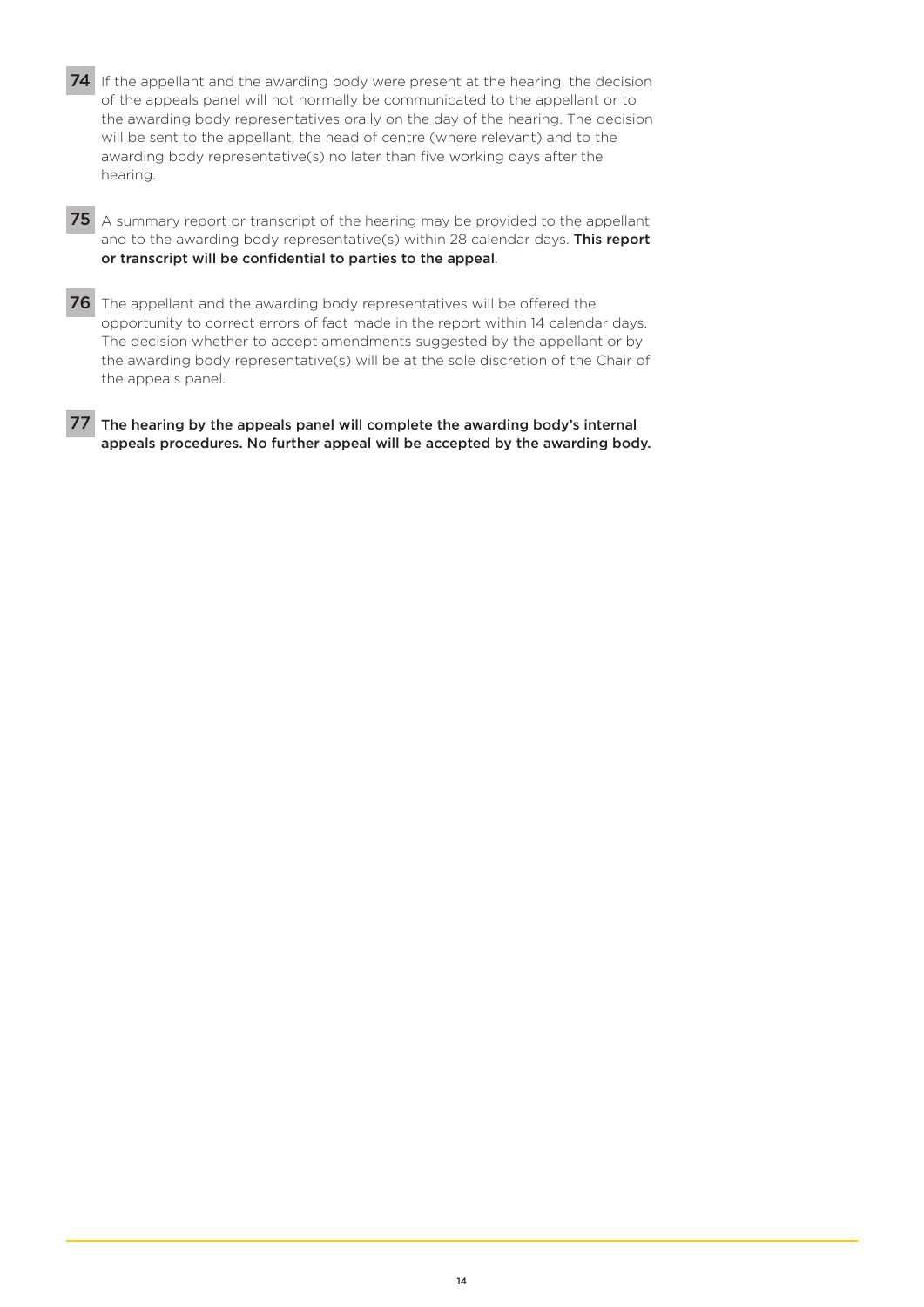**74** If the appellant and the awarding body were present at the hearing, the decision of the appeals panel will not normally be communicated to the appellant or to the awarding body representatives orally on the day of the hearing. The decision will be sent to the appellant, the head of centre (where relevant) and to the awarding body representative(s) no later than five working days after the hearing.

**75** A summary report or transcript of the hearing may be provided to the appellant and to the awarding body representative(s) within 28 calendar days. **This report or transcript will be confidential to parties to the appeal**.

**76** The appellant and the awarding body representatives will be offered the opportunity to correct errors of fact made in the report within 14 calendar days. The decision whether to accept amendments suggested by the appellant or by the awarding body representative(s) will be at the sole discretion of the Chair of the appeals panel.

**77** **The hearing by the appeals panel will complete the awarding body's internal appeals procedures. No further appeal will be accepted by the awarding body.**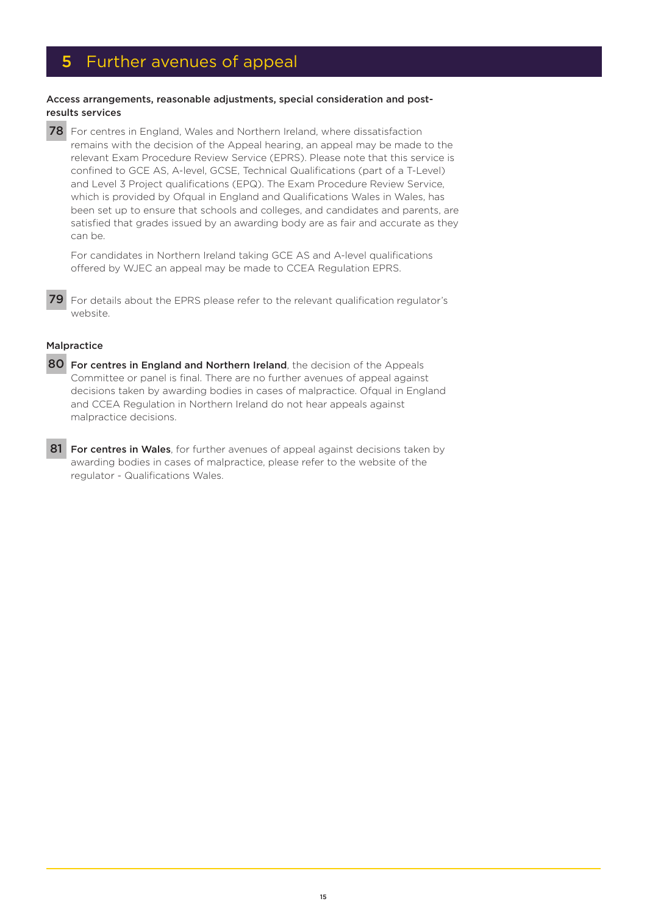# 5 Further avenues of appeal

### Access arrangements, reasonable adjustments, special consideration and post-results services

**78** For centres in England, Wales and Northern Ireland, where dissatisfaction remains with the decision of the Appeal hearing, an appeal may be made to the relevant Exam Procedure Review Service (EPRS). Please note that this service is confined to GCE AS, A-level, GCSE, Technical Qualifications (part of a T-Level) and Level 3 Project qualifications (EPQ). The Exam Procedure Review Service, which is provided by Ofqual in England and Qualifications Wales in Wales, has been set up to ensure that schools and colleges, and candidates and parents, are satisfied that grades issued by an awarding body are as fair and accurate as they can be.

For candidates in Northern Ireland taking GCE AS and A-level qualifications offered by WJEC an appeal may be made to CCEA Regulation EPRS.

**79** For details about the EPRS please refer to the relevant qualification regulator's website.

### Malpractice

**80** **For centres in England and Northern Ireland**, the decision of the Appeals Committee or panel is final. There are no further avenues of appeal against decisions taken by awarding bodies in cases of malpractice. Ofqual in England and CCEA Regulation in Northern Ireland do not hear appeals against malpractice decisions.

**81** **For centres in Wales**, for further avenues of appeal against decisions taken by awarding bodies in cases of malpractice, please refer to the website of the regulator - Qualifications Wales.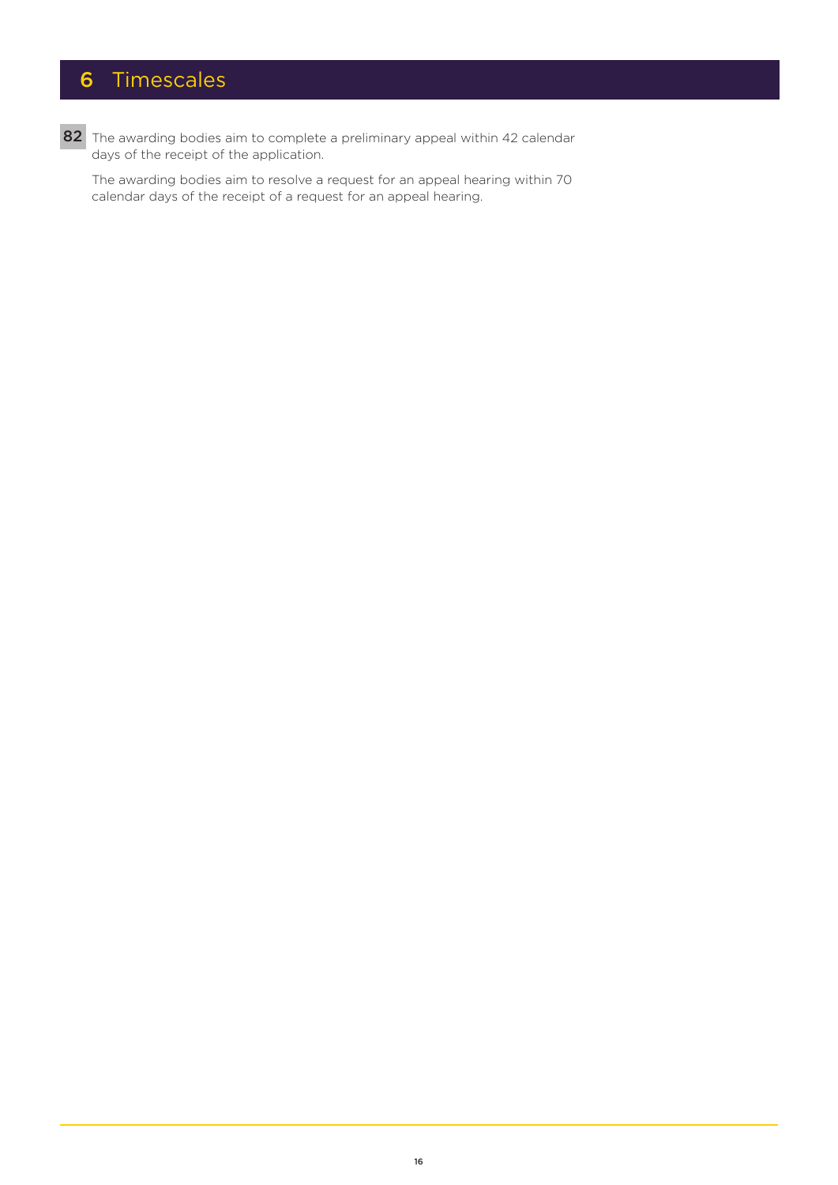# 6 Timescales

82 The awarding bodies aim to complete a preliminary appeal within 42 calendar days of the receipt of the application.

The awarding bodies aim to resolve a request for an appeal hearing within 70 calendar days of the receipt of a request for an appeal hearing.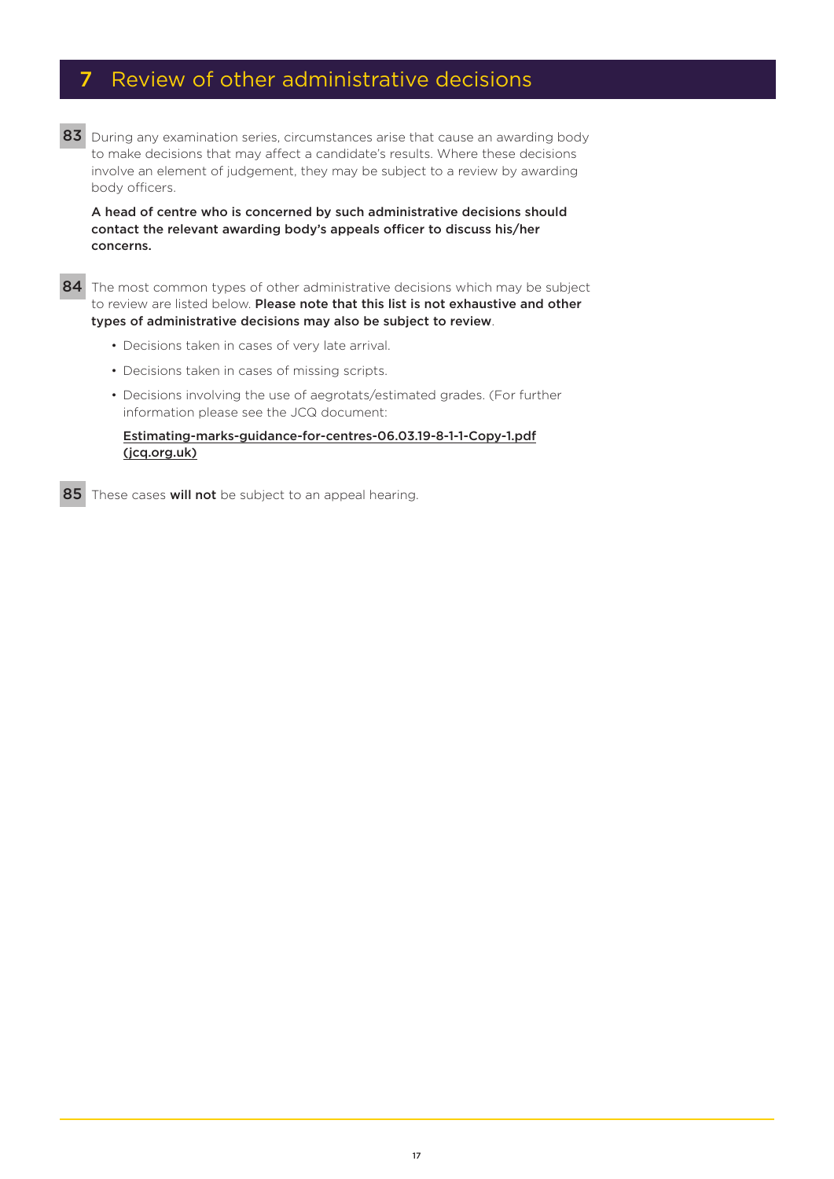# 7 Review of other administrative decisions

**83** During any examination series, circumstances arise that cause an awarding body to make decisions that may affect a candidate's results. Where these decisions involve an element of judgement, they may be subject to a review by awarding body officers.

**A head of centre who is concerned by such administrative decisions should contact the relevant awarding body's appeals officer to discuss his/her concerns.**

**84** The most common types of other administrative decisions which may be subject to review are listed below. **Please note that this list is not exhaustive and other types of administrative decisions may also be subject to review**.

- Decisions taken in cases of very late arrival.
- Decisions taken in cases of missing scripts.
- Decisions involving the use of aegrotats/estimated grades. (For further information please see the JCQ document:

  Estimating-marks-guidance-for-centres-06.03.19-8-1-1-Copy-1.pdf (jcq.org.uk)

**85** These cases **will not** be subject to an appeal hearing.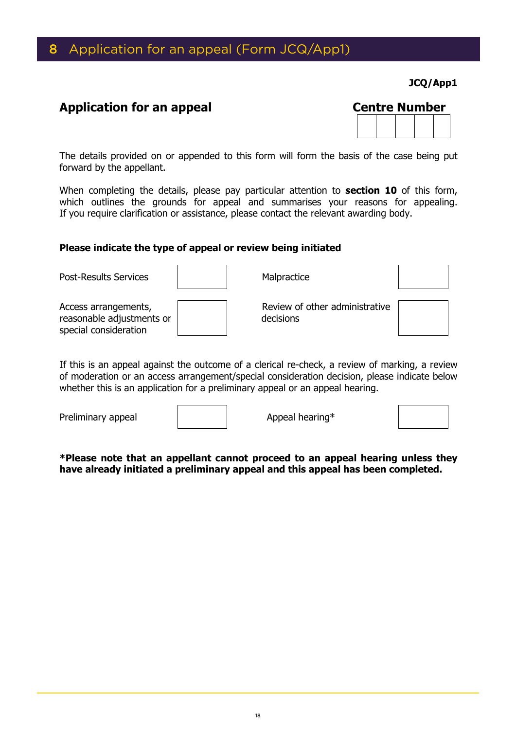# 8 Application for an appeal (Form JCQ/App1)

**JCQ/App1**

## Application for an appeal

**Centre Number**

| | | | | |
|---|---|---|---|---|
| | | | | |

The details provided on or appended to this form will form the basis of the case being put forward by the appellant.

When completing the details, please pay particular attention to **section 10** of this form, which outlines the grounds for appeal and summarises your reasons for appealing. If you require clarification or assistance, please contact the relevant awarding body.

**Please indicate the type of appeal or review being initiated**

| | | | |
|---|---|---|---|
| Post-Results Services | | Malpractice | |
| Access arrangements, reasonable adjustments or special consideration | | Review of other administrative decisions | |

If this is an appeal against the outcome of a clerical re-check, a review of marking, a review of moderation or an access arrangement/special consideration decision, please indicate below whether this is an application for a preliminary appeal or an appeal hearing.

| | | | |
|---|---|---|---|
| Preliminary appeal | | Appeal hearing* | |

**\*Please note that an appellant cannot proceed to an appeal hearing unless they have already initiated a preliminary appeal and this appeal has been completed.**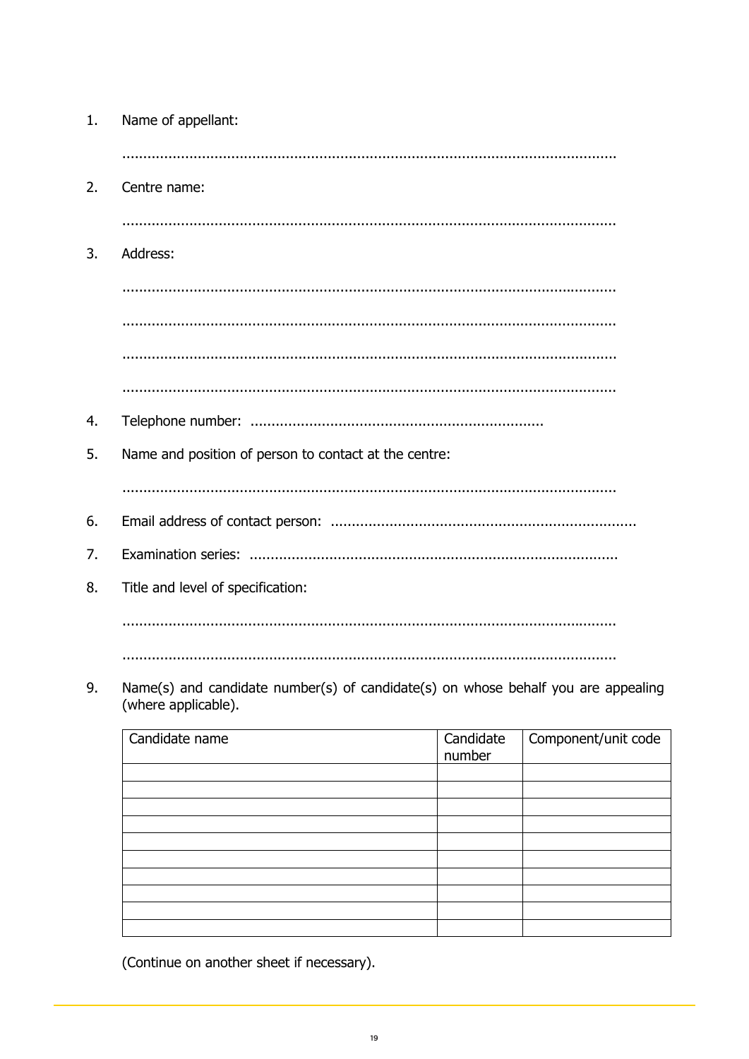1. Name of appellant:

   ......................................................................................................................

2. Centre name:

   ......................................................................................................................

3. Address:

   ......................................................................................................................

   ......................................................................................................................

   ......................................................................................................................

   ......................................................................................................................

4. Telephone number: ......................................................................

5. Name and position of person to contact at the centre:

   ......................................................................................................................

6. Email address of contact person: ........................................................................

7. Examination series: ........................................................................................

8. Title and level of specification:

   ......................................................................................................................

   ......................................................................................................................

9. Name(s) and candidate number(s) of candidate(s) on whose behalf you are appealing (where applicable).

| Candidate name | Candidate number | Component/unit code |
|---|---|---|
| | | |
| | | |
| | | |
| | | |
| | | |
| | | |
| | | |
| | | |
| | | |
| | | |

(Continue on another sheet if necessary).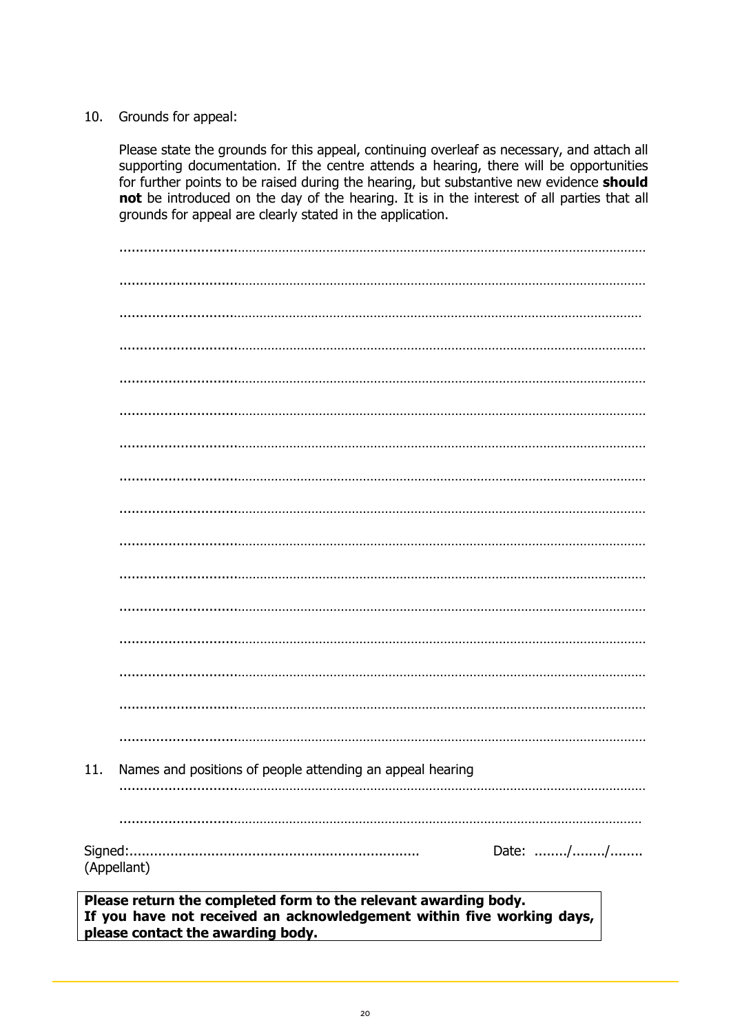10. Grounds for appeal:

    Please state the grounds for this appeal, continuing overleaf as necessary, and attach all supporting documentation. If the centre attends a hearing, there will be opportunities for further points to be raised during the hearing, but substantive new evidence **should not** be introduced on the day of the hearing. It is in the interest of all parties that all grounds for appeal are clearly stated in the application.

    ..........................................................................................................................................

    ..........................................................................................................................................

    ..........................................................................................................................................

    ..........................................................................................................................................

    ..........................................................................................................................................

    ..........................................................................................................................................

    ..........................................................................................................................................

    ..........................................................................................................................................

    ..........................................................................................................................................

    ..........................................................................................................................................

    ..........................................................................................................................................

    ..........................................................................................................................................

    ..........................................................................................................................................

    ..........................................................................................................................................

    ..........................................................................................................................................

    ..........................................................................................................................................

11. Names and positions of people attending an appeal hearing

    ..........................................................................................................................................

    ..........................................................................................................................................

Signed:....................................................................... Date: ......../......../........

(Appellant)

**Please return the completed form to the relevant awarding body.**
**If you have not received an acknowledgement within five working days, please contact the awarding body.**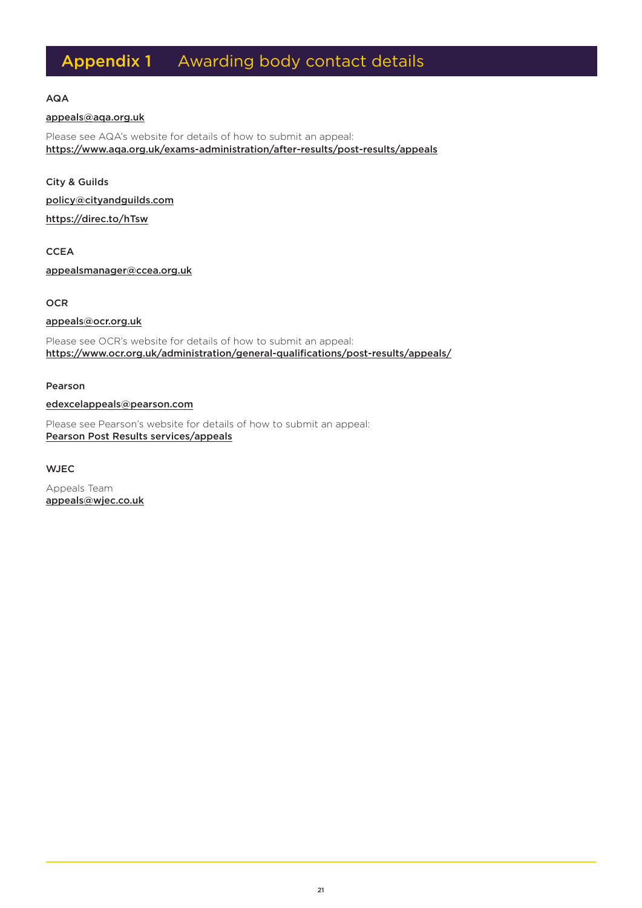# Appendix 1 Awarding body contact details

**AQA**

appeals@aqa.org.uk

Please see AQA's website for details of how to submit an appeal:
https://www.aqa.org.uk/exams-administration/after-results/post-results/appeals

**City & Guilds**

policy@cityandguilds.com

https://direc.to/hTsw

**CCEA**

appealsmanager@ccea.org.uk

**OCR**

appeals@ocr.org.uk

Please see OCR's website for details of how to submit an appeal:
https://www.ocr.org.uk/administration/general-qualifications/post-results/appeals/

**Pearson**

edexcelappeals@pearson.com

Please see Pearson's website for details of how to submit an appeal:
Pearson Post Results services/appeals

**WJEC**

Appeals Team
appeals@wjec.co.uk